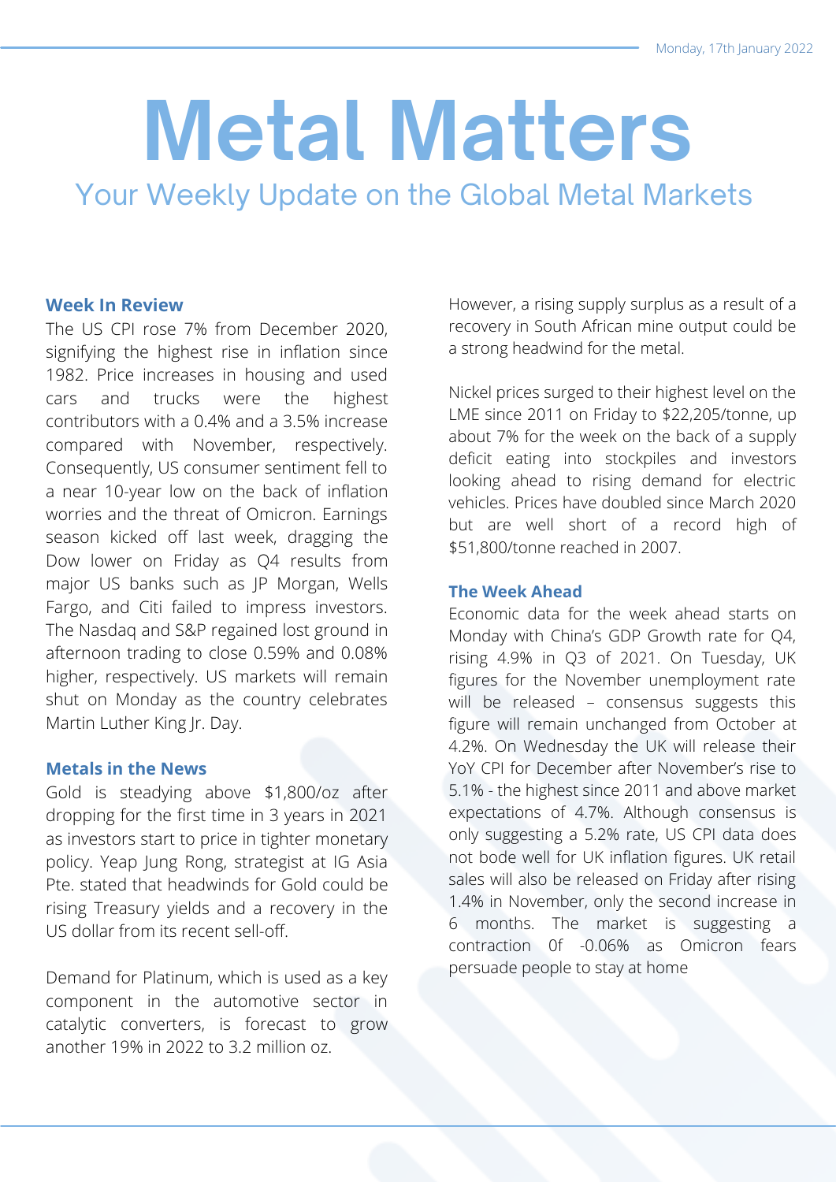Monday, 17th January 2022

# Metal Matters

## Your Weekly Update on the Global Metal Markets

### Week In Review

The US CPI rose 7% from December 2020, signifying the highest rise in inflation since 1982. Price increases in housing and used cars and trucks were the highest contributors with a 0.4% and a 3.5% increase compared with November, respectively. Consequently, US consumer sentiment fell to a near 10-year low on the back of inflation worries and the threat of Omicron. Earnings season kicked off last week, dragging the Dow lower on Friday as Q4 results from major US banks such as JP Morgan, Wells Fargo, and Citi failed to impress investors. The Nasdaq and S&P regained lost ground in afternoon trading to close 0.59% and 0.08% higher, respectively. US markets will remain shut on Monday as the country celebrates Martin Luther King Jr. Day.

### Metals in the News

Gold is steadying above $1,800/oz after dropping for the first time in 3 years in 2021 as investors start to price in tighter monetary policy. Yeap Jung Rong, strategist at IG Asia Pte. stated that headwinds for Gold could be rising Treasury yields and a recovery in the US dollar from its recent sell-off.

Demand for Platinum, which is used as a key component in the automotive sector in catalytic converters, is forecast to grow another 19% in 2022 to 3.2 million oz. However, a rising supply surplus as a result of a recovery in South African mine output could be a strong headwind for the metal.

Nickel prices surged to their highest level on the LME since 2011 on Friday to $22,205/tonne, up about 7% for the week on the back of a supply deficit eating into stockpiles and investors looking ahead to rising demand for electric vehicles. Prices have doubled since March 2020 but are well short of a record high of $51,800/tonne reached in 2007.

### The Week Ahead

Economic data for the week ahead starts on Monday with China's GDP Growth rate for Q4, rising 4.9% in Q3 of 2021. On Tuesday, UK figures for the November unemployment rate will be released – consensus suggests this figure will remain unchanged from October at 4.2%. On Wednesday the UK will release their YoY CPI for December after November's rise to 5.1% - the highest since 2011 and above market expectations of 4.7%. Although consensus is only suggesting a 5.2% rate, US CPI data does not bode well for UK inflation figures. UK retail sales will also be released on Friday after rising 1.4% in November, only the second increase in 6 months. The market is suggesting a contraction 0f -0.06% as Omicron fears persuade people to stay at home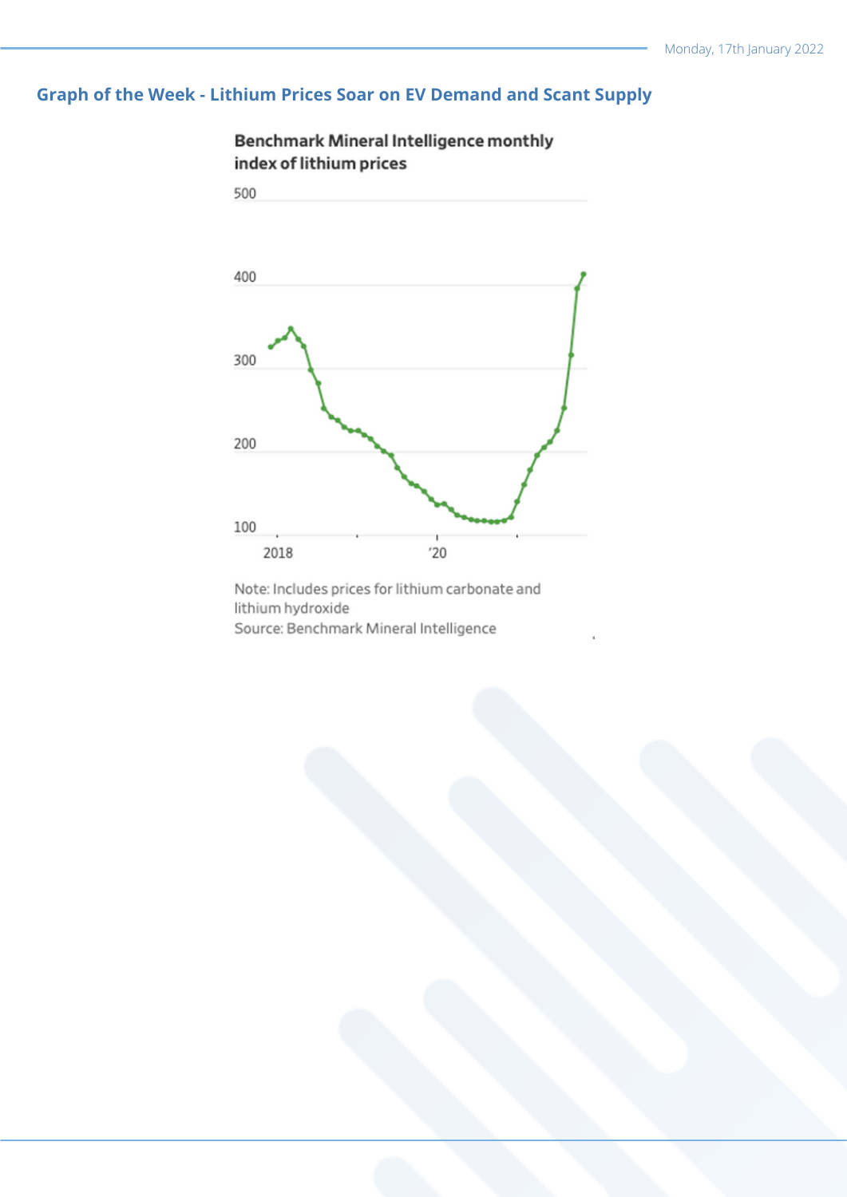## Graph of the Week - Lithium Prices Soar on EV Demand and Scant Supply

**Benchmark Mineral Intelligence monthly index of lithium prices**

500

400

300

200

100

2018

'20

Note: Includes prices for lithium carbonate and lithium hydroxide

Source: Benchmark Mineral Intelligence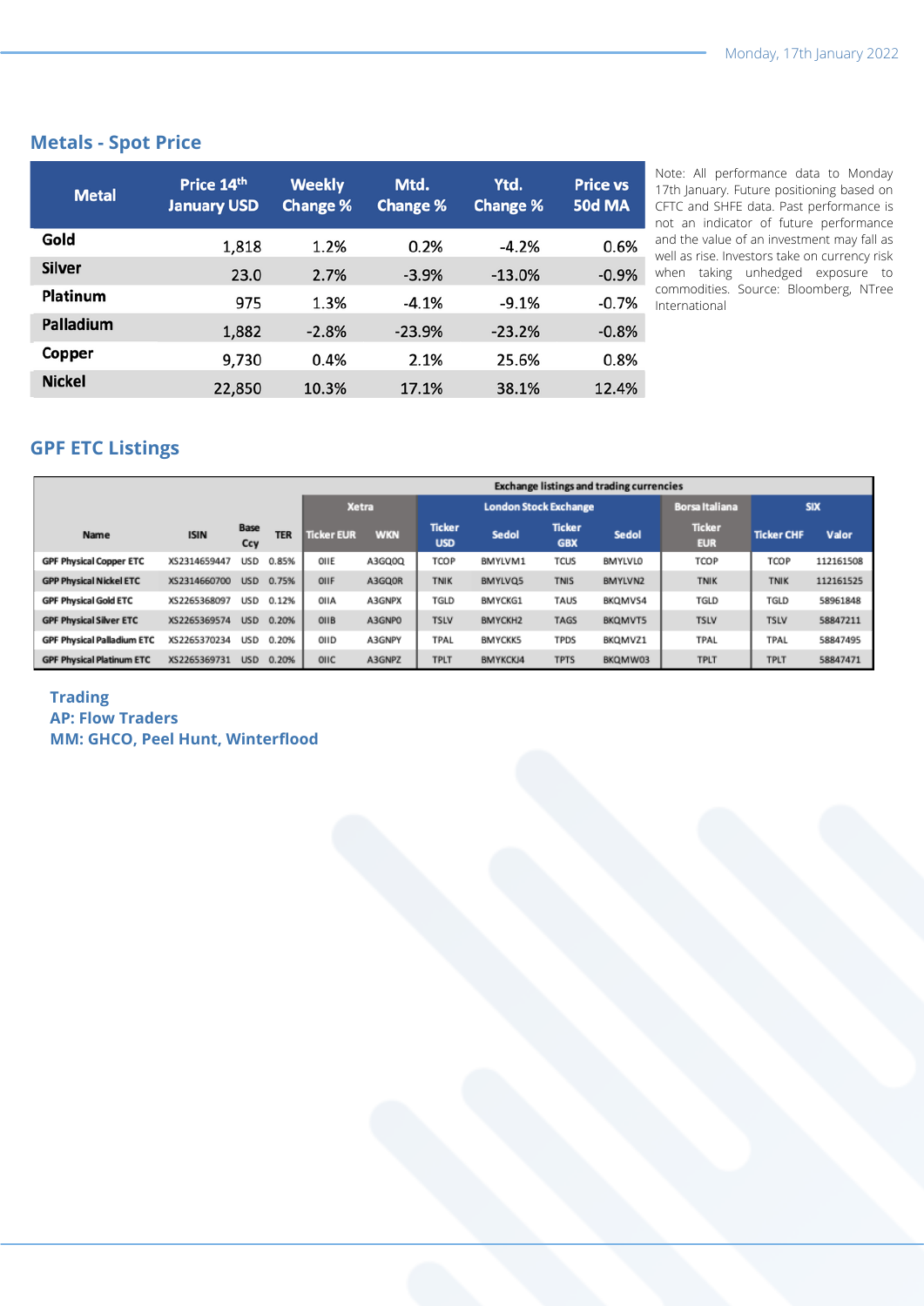## Metals - Spot Price

| Metal | Price 14th January USD | Weekly Change % | Mtd. Change % | Ytd. Change % | Price vs 50d MA |
|---|---|---|---|---|---|
| Gold | 1,818 | 1.2% | 0.2% | -4.2% | 0.6% |
| Silver | 23.0 | 2.7% | -3.9% | -13.0% | -0.9% |
| Platinum | 975 | 1.3% | -4.1% | -9.1% | -0.7% |
| Palladium | 1,882 | -2.8% | -23.9% | -23.2% | -0.8% |
| Copper | 9,730 | 0.4% | 2.1% | 25.6% | 0.8% |
| Nickel | 22,850 | 10.3% | 17.1% | 38.1% | 12.4% |

Note: All performance data to Monday 17th January. Future positioning based on CFTC and SHFE data. Past performance is not an indicator of future performance and the value of an investment may fall as well as rise. Investors take on currency risk when taking unhedged exposure to commodities. Source: Bloomberg, NTree International

## GPF ETC Listings

| | | | | Exchange listings and trading currencies | | | | | | | | | |
|---|---|---|---|---|---|---|---|---|---|---|---|---|---|
| | | | | Xetra | | London Stock Exchange | | | | Borsa Italiana | SIX | |
| Name | ISIN | Base Ccy | TER | Ticker EUR | WKN | Ticker USD | Sedol | Ticker GBX | Sedol | Ticker EUR | Ticker CHF | Valor |
| GPF Physical Copper ETC | XS2314659447 | USD | 0.85% | 0IIE | A3GQ0Q | TCOP | BMYLVM1 | TCUS | BMYLVL0 | TCOP | TCOP | 112161508 |
| GPF Physical Nickel ETC | XS2314660700 | USD | 0.75% | 0IIF | A3GQ0R | TNIK | BMYLVQ5 | TNIS | BMYLVN2 | TNIK | TNIK | 112161525 |
| GPF Physical Gold ETC | XS2265368097 | USD | 0.12% | 0IIA | A3GNPX | TGLD | BMYCKG1 | TAUS | BKQMVS4 | TGLD | TGLD | 58961848 |
| GPF Physical Silver ETC | XS2265369574 | USD | 0.20% | 0IIB | A3GNP0 | TSLV | BMYCKH2 | TAGS | BKQMVT5 | TSLV | TSLV | 58847211 |
| GPF Physical Palladium ETC | XS2265370234 | USD | 0.20% | 0IID | A3GNPY | TPAL | BMYCKK5 | TPDS | BKQMVZ1 | TPAL | TPAL | 58847495 |
| GPF Physical Platinum ETC | XS2265369731 | USD | 0.20% | 0IIC | A3GNPZ | TPLT | BMYKCKJ4 | TPTS | BKQMW03 | TPLT | TPLT | 58847471 |

**Trading**
**AP: Flow Traders**
**MM: GHCO, Peel Hunt, Winterflood**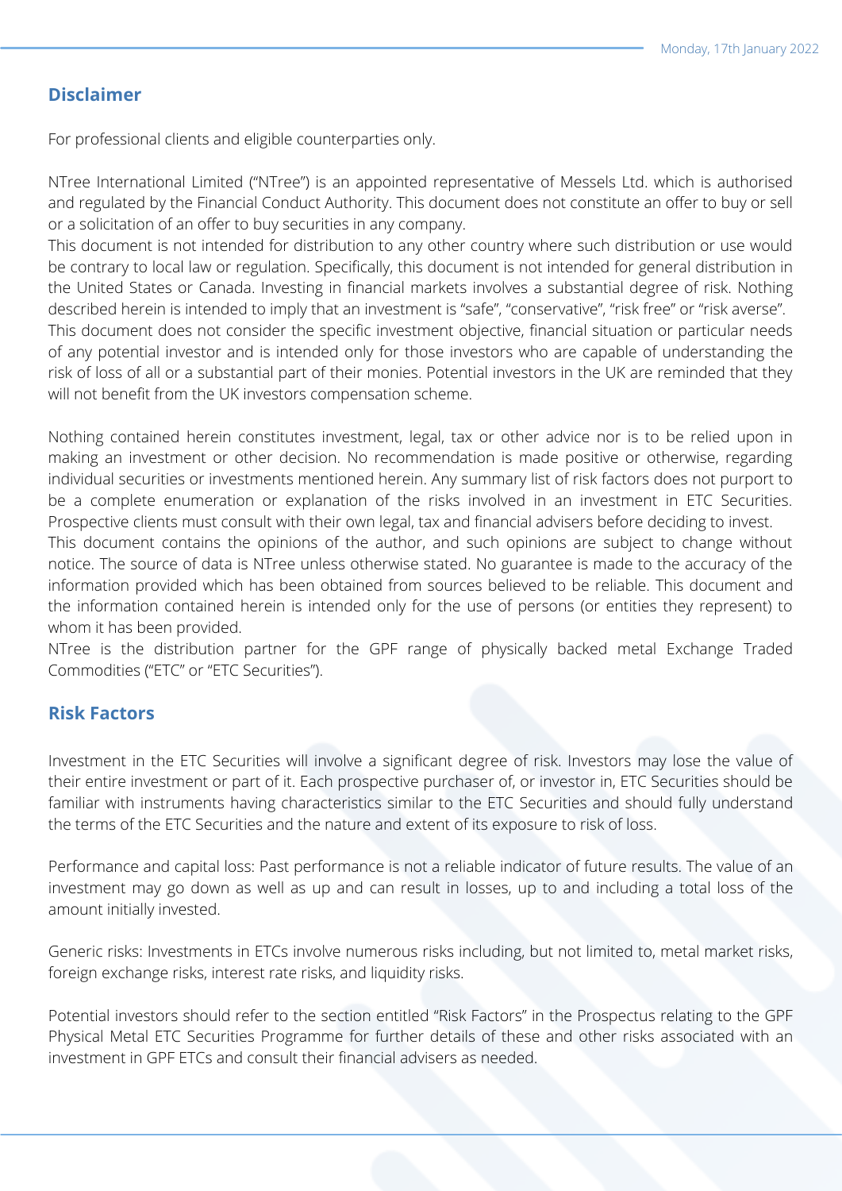## Disclaimer

For professional clients and eligible counterparties only.

NTree International Limited ("NTree") is an appointed representative of Messels Ltd. which is authorised and regulated by the Financial Conduct Authority. This document does not constitute an offer to buy or sell or a solicitation of an offer to buy securities in any company.
This document is not intended for distribution to any other country where such distribution or use would be contrary to local law or regulation. Specifically, this document is not intended for general distribution in the United States or Canada. Investing in financial markets involves a substantial degree of risk. Nothing described herein is intended to imply that an investment is "safe", "conservative", "risk free" or "risk averse".
This document does not consider the specific investment objective, financial situation or particular needs of any potential investor and is intended only for those investors who are capable of understanding the risk of loss of all or a substantial part of their monies. Potential investors in the UK are reminded that they will not benefit from the UK investors compensation scheme.

Nothing contained herein constitutes investment, legal, tax or other advice nor is to be relied upon in making an investment or other decision. No recommendation is made positive or otherwise, regarding individual securities or investments mentioned herein. Any summary list of risk factors does not purport to be a complete enumeration or explanation of the risks involved in an investment in ETC Securities. Prospective clients must consult with their own legal, tax and financial advisers before deciding to invest.
This document contains the opinions of the author, and such opinions are subject to change without notice. The source of data is NTree unless otherwise stated. No guarantee is made to the accuracy of the information provided which has been obtained from sources believed to be reliable. This document and the information contained herein is intended only for the use of persons (or entities they represent) to whom it has been provided.
NTree is the distribution partner for the GPF range of physically backed metal Exchange Traded Commodities ("ETC" or "ETC Securities").

## Risk Factors

Investment in the ETC Securities will involve a significant degree of risk. Investors may lose the value of their entire investment or part of it. Each prospective purchaser of, or investor in, ETC Securities should be familiar with instruments having characteristics similar to the ETC Securities and should fully understand the terms of the ETC Securities and the nature and extent of its exposure to risk of loss.

Performance and capital loss: Past performance is not a reliable indicator of future results. The value of an investment may go down as well as up and can result in losses, up to and including a total loss of the amount initially invested.

Generic risks: Investments in ETCs involve numerous risks including, but not limited to, metal market risks, foreign exchange risks, interest rate risks, and liquidity risks.

Potential investors should refer to the section entitled "Risk Factors" in the Prospectus relating to the GPF Physical Metal ETC Securities Programme for further details of these and other risks associated with an investment in GPF ETCs and consult their financial advisers as needed.